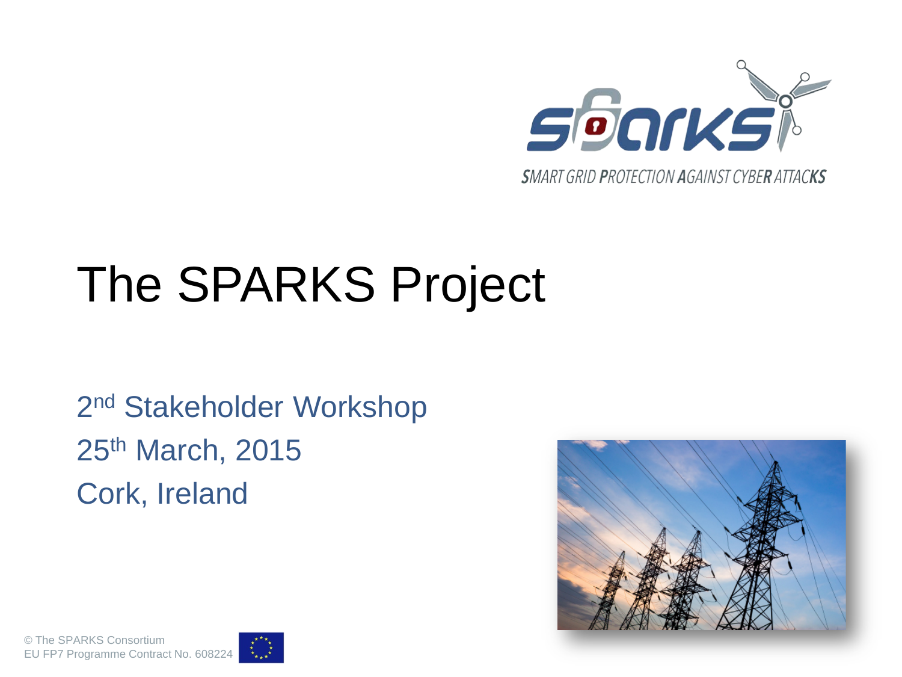SMART GRID PROTECTION AGAINST CYBER ATTACKS

# The SPARKS Project

2nd Stakeholder Workshop

25th March, 2015

Cork, Ireland

© The SPARKS Consortium
EU FP7 Programme Contract No. 608224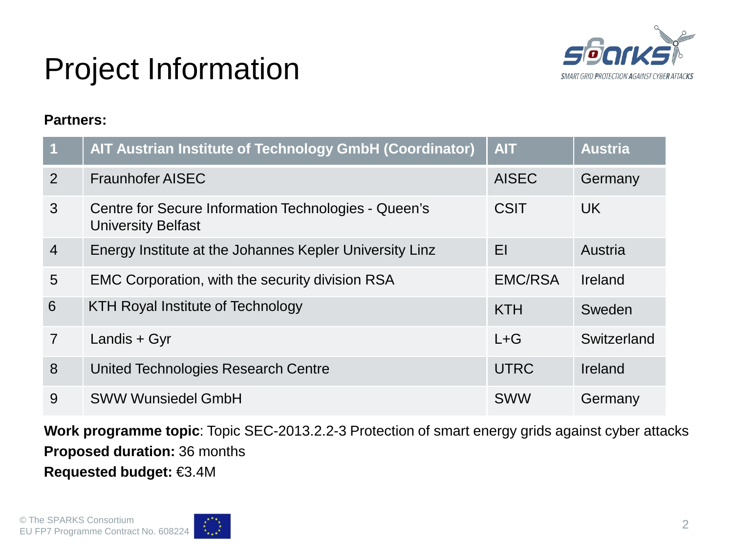# Project Information

**Partners:**

| 1 | AIT Austrian Institute of Technology GmbH (Coordinator) | AIT | Austria |
|---|---|---|---|
| 2 | Fraunhofer AISEC | AISEC | Germany |
| 3 | Centre for Secure Information Technologies - Queen's University Belfast | CSIT | UK |
| 4 | Energy Institute at the Johannes Kepler University Linz | EI | Austria |
| 5 | EMC Corporation, with the security division RSA | EMC/RSA | Ireland |
| 6 | KTH Royal Institute of Technology | KTH | Sweden |
| 7 | Landis + Gyr | L+G | Switzerland |
| 8 | United Technologies Research Centre | UTRC | Ireland |
| 9 | SWW Wunsiedel GmbH | SWW | Germany |

**Work programme topic**: Topic SEC-2013.2.2-3 Protection of smart energy grids against cyber attacks

**Proposed duration:** 36 months

**Requested budget:** €3.4M

© The SPARKS Consortium
EU FP7 Programme Contract No. 608224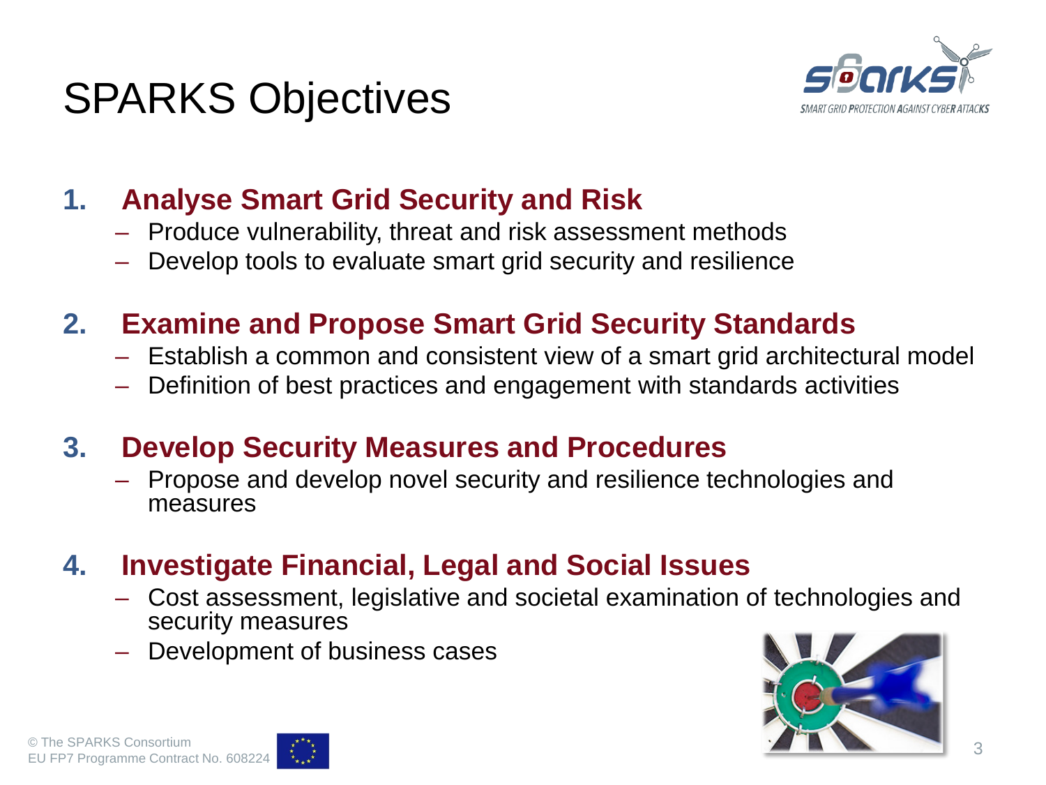# SPARKS Objectives

1. **Analyse Smart Grid Security and Risk**
   - Produce vulnerability, threat and risk assessment methods
   - Develop tools to evaluate smart grid security and resilience

2. **Examine and Propose Smart Grid Security Standards**
   - Establish a common and consistent view of a smart grid architectural model
   - Definition of best practices and engagement with standards activities

3. **Develop Security Measures and Procedures**
   - Propose and develop novel security and resilience technologies and measures

4. **Investigate Financial, Legal and Social Issues**
   - Cost assessment, legislative and societal examination of technologies and security measures
   - Development of business cases

© The SPARKS Consortium
EU FP7 Programme Contract No. 608224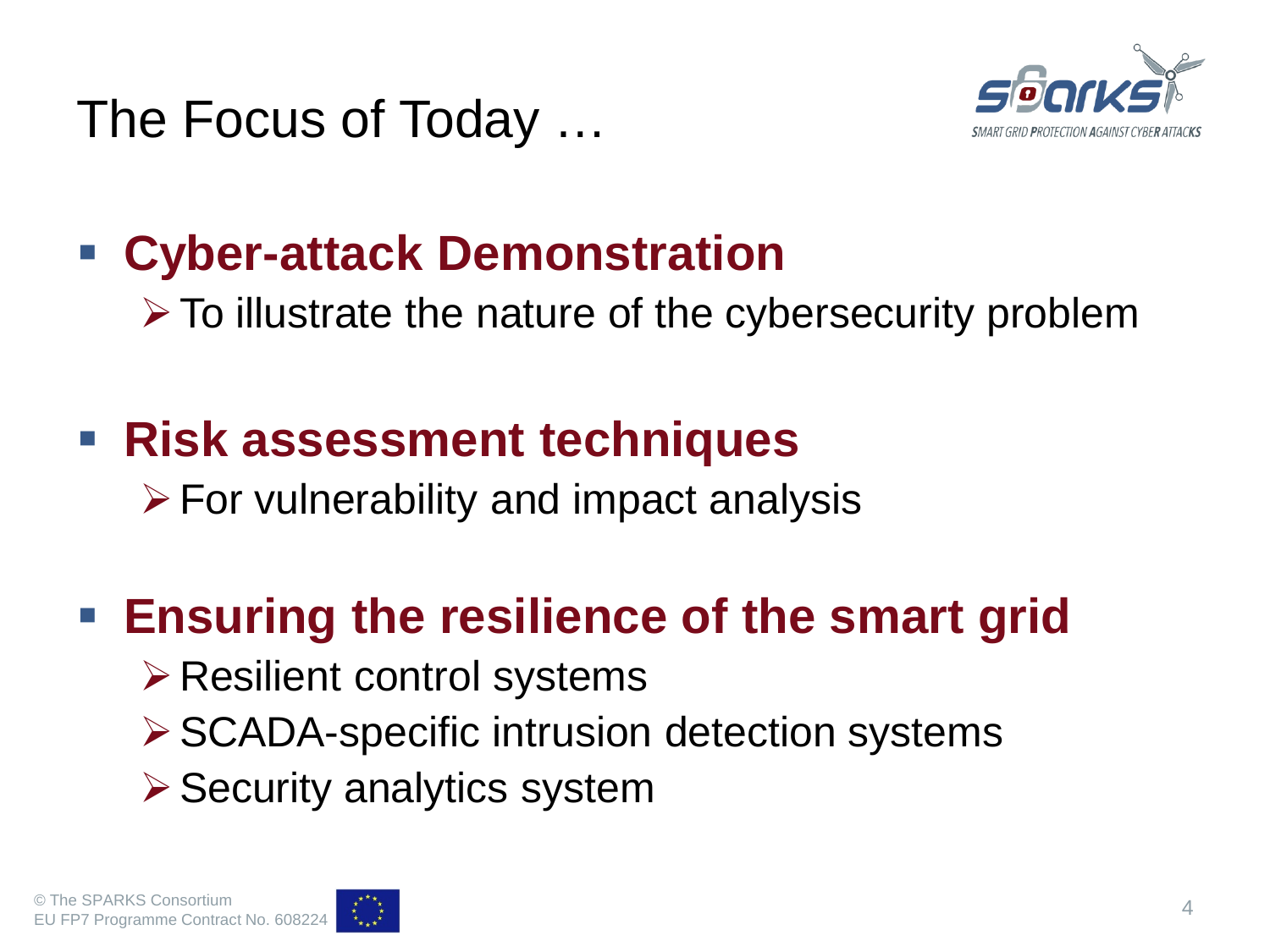# The Focus of Today …

- **Cyber-attack Demonstration**
  - To illustrate the nature of the cybersecurity problem
- **Risk assessment techniques**
  - For vulnerability and impact analysis
- **Ensuring the resilience of the smart grid**
  - Resilient control systems
  - SCADA-specific intrusion detection systems
  - Security analytics system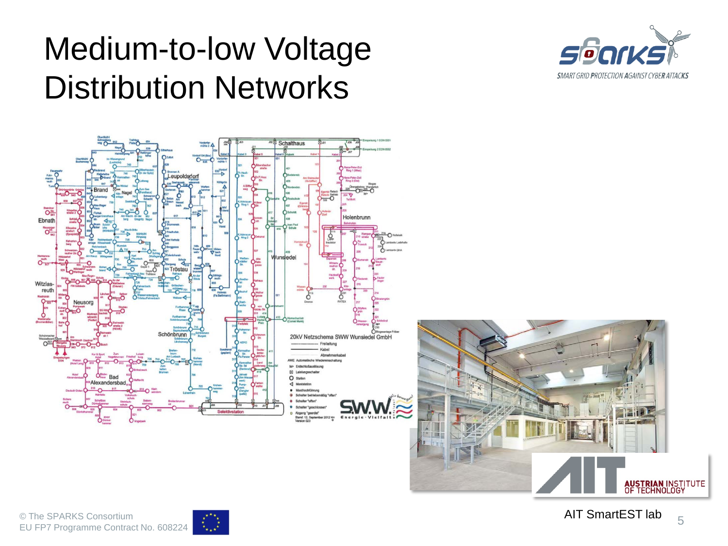# Medium-to-low Voltage Distribution Networks

AIT SmartEST lab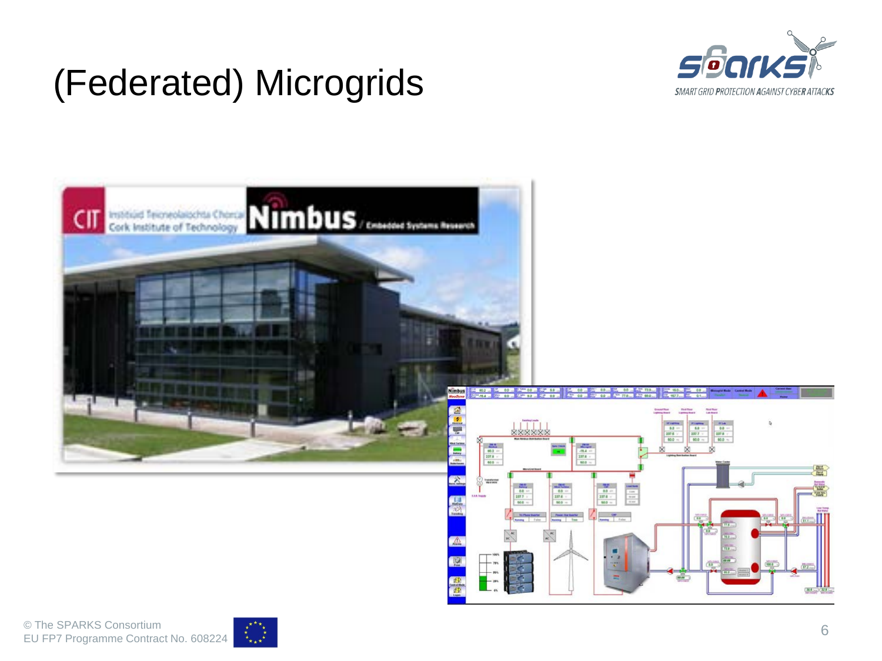# (Federated) Microgrids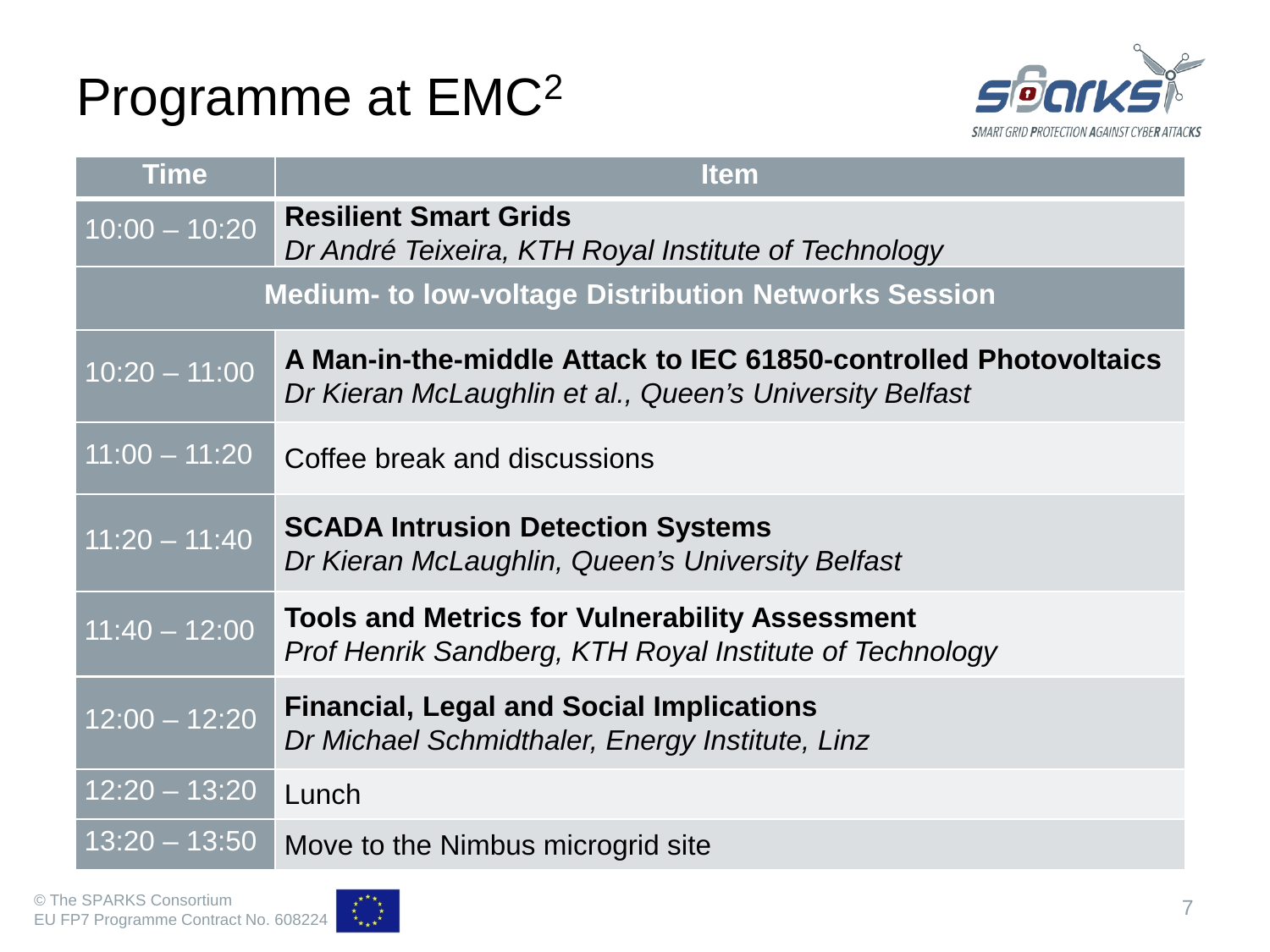# Programme at EMC$^2$

| Time | Item |
|---|---|
| 10:00 – 10:20 | **Resilient Smart Grids**<br>*Dr André Teixeira, KTH Royal Institute of Technology* |
| **Medium- to low-voltage Distribution Networks Session** | |
| 10:20 – 11:00 | **A Man-in-the-middle Attack to IEC 61850-controlled Photovoltaics**<br>*Dr Kieran McLaughlin et al., Queen's University Belfast* |
| 11:00 – 11:20 | Coffee break and discussions |
| 11:20 – 11:40 | **SCADA Intrusion Detection Systems**<br>*Dr Kieran McLaughlin, Queen's University Belfast* |
| 11:40 – 12:00 | **Tools and Metrics for Vulnerability Assessment**<br>*Prof Henrik Sandberg, KTH Royal Institute of Technology* |
| 12:00 – 12:20 | **Financial, Legal and Social Implications**<br>*Dr Michael Schmidthaler, Energy Institute, Linz* |
| 12:20 – 13:20 | Lunch |
| 13:20 – 13:50 | Move to the Nimbus microgrid site |

© The SPARKS Consortium
EU FP7 Programme Contract No. 608224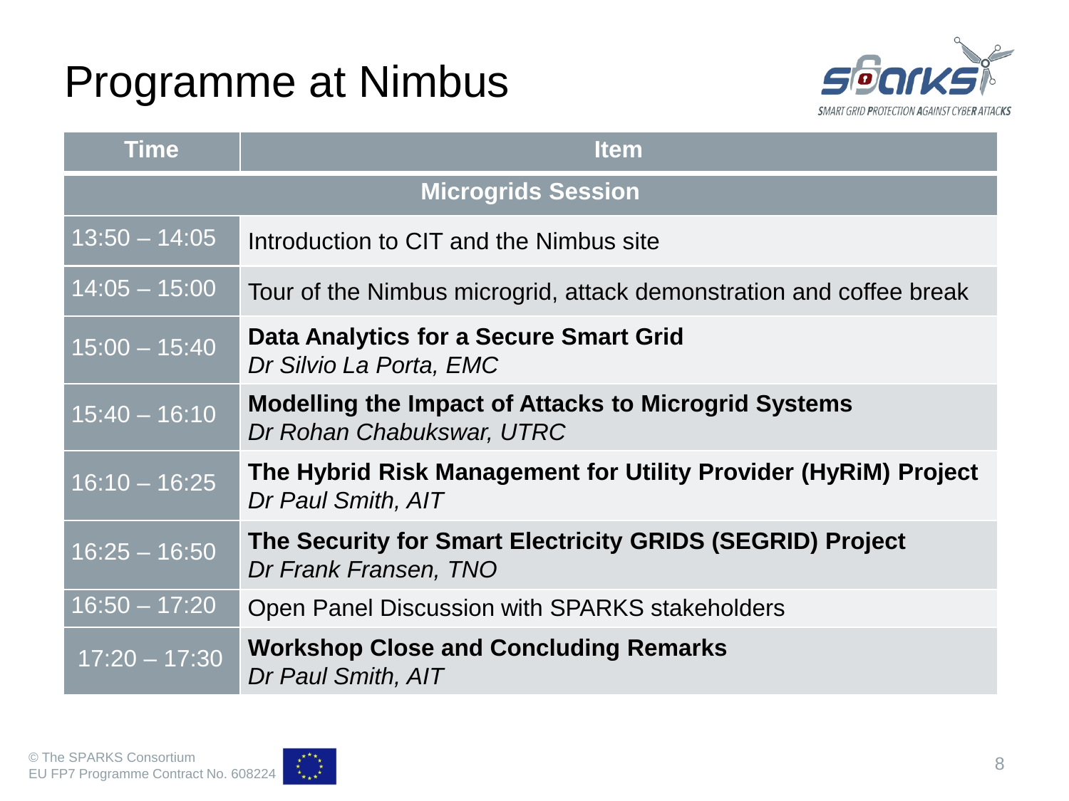# Programme at Nimbus

SPARKS — SMART GRID PROTECTION AGAINST CYBER ATTACKS

| Time | Item |
| --- | --- |
| **Microgrids Session** | |
| 13:50 – 14:05 | Introduction to CIT and the Nimbus site |
| 14:05 – 15:00 | Tour of the Nimbus microgrid, attack demonstration and coffee break |
| 15:00 – 15:40 | **Data Analytics for a Secure Smart Grid**<br>*Dr Silvio La Porta, EMC* |
| 15:40 – 16:10 | **Modelling the Impact of Attacks to Microgrid Systems**<br>*Dr Rohan Chabukswar, UTRC* |
| 16:10 – 16:25 | **The Hybrid Risk Management for Utility Provider (HyRiM) Project**<br>*Dr Paul Smith, AIT* |
| 16:25 – 16:50 | **The Security for Smart Electricity GRIDS (SEGRID) Project**<br>*Dr Frank Fransen, TNO* |
| 16:50 – 17:20 | Open Panel Discussion with SPARKS stakeholders |
| 17:20 – 17:30 | **Workshop Close and Concluding Remarks**<br>*Dr Paul Smith, AIT* |

© The SPARKS Consortium
EU FP7 Programme Contract No. 608224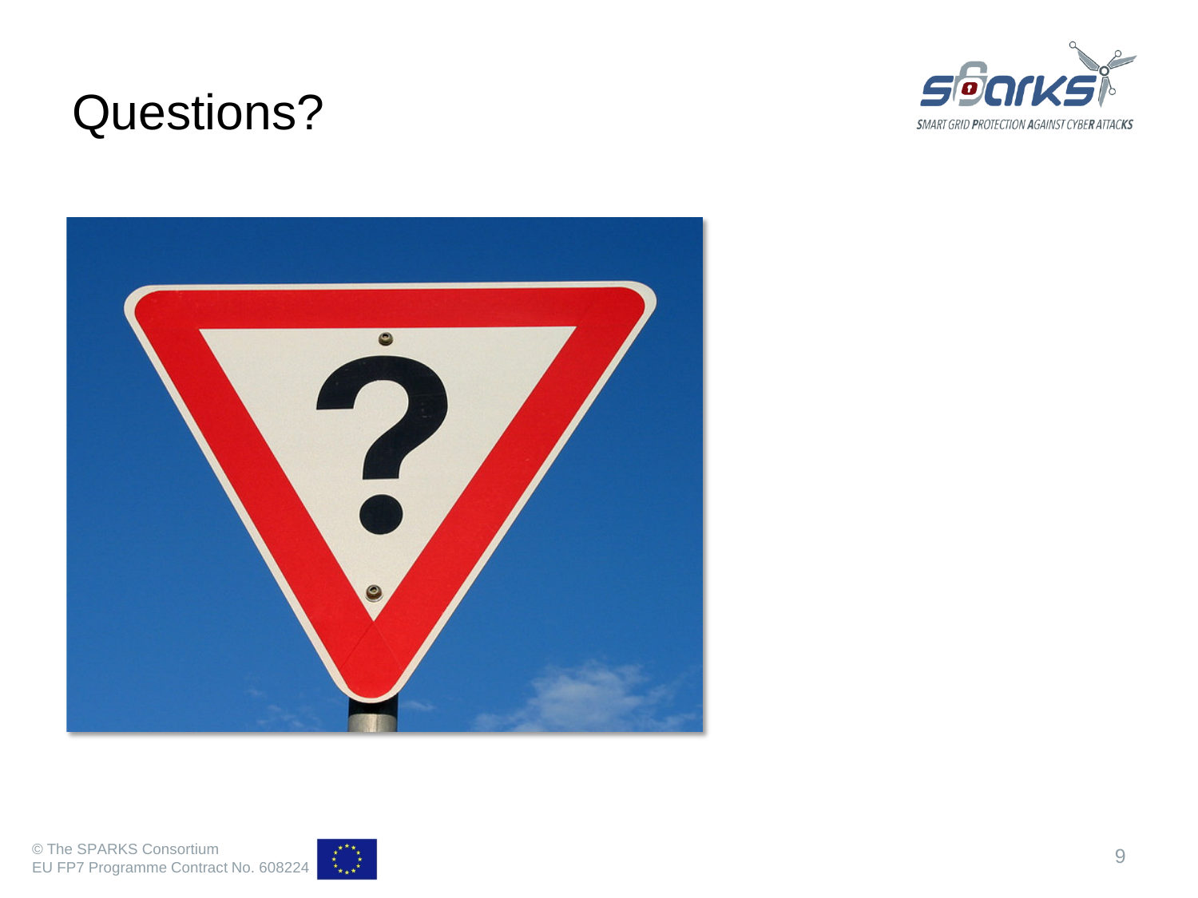# Questions?

© The SPARKS Consortium
EU FP7 Programme Contract No. 608224